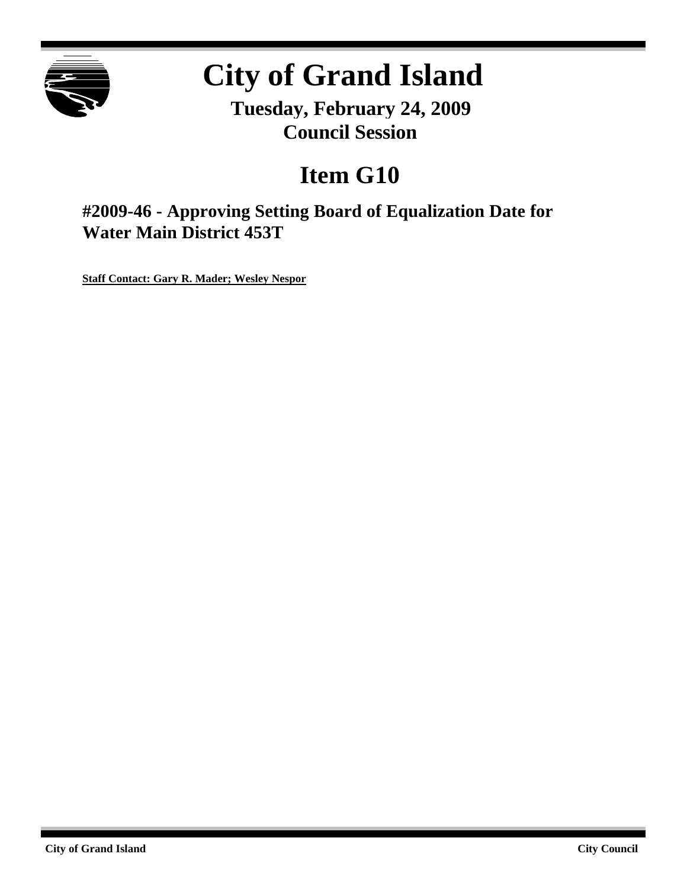# City of Grand Island

**Tuesday, February 24, 2009**
**Council Session**

## Item G10

### #2009-46 - Approving Setting Board of Equalization Date for Water Main District 453T

**Staff Contact: Gary R. Mader; Wesley Nespor**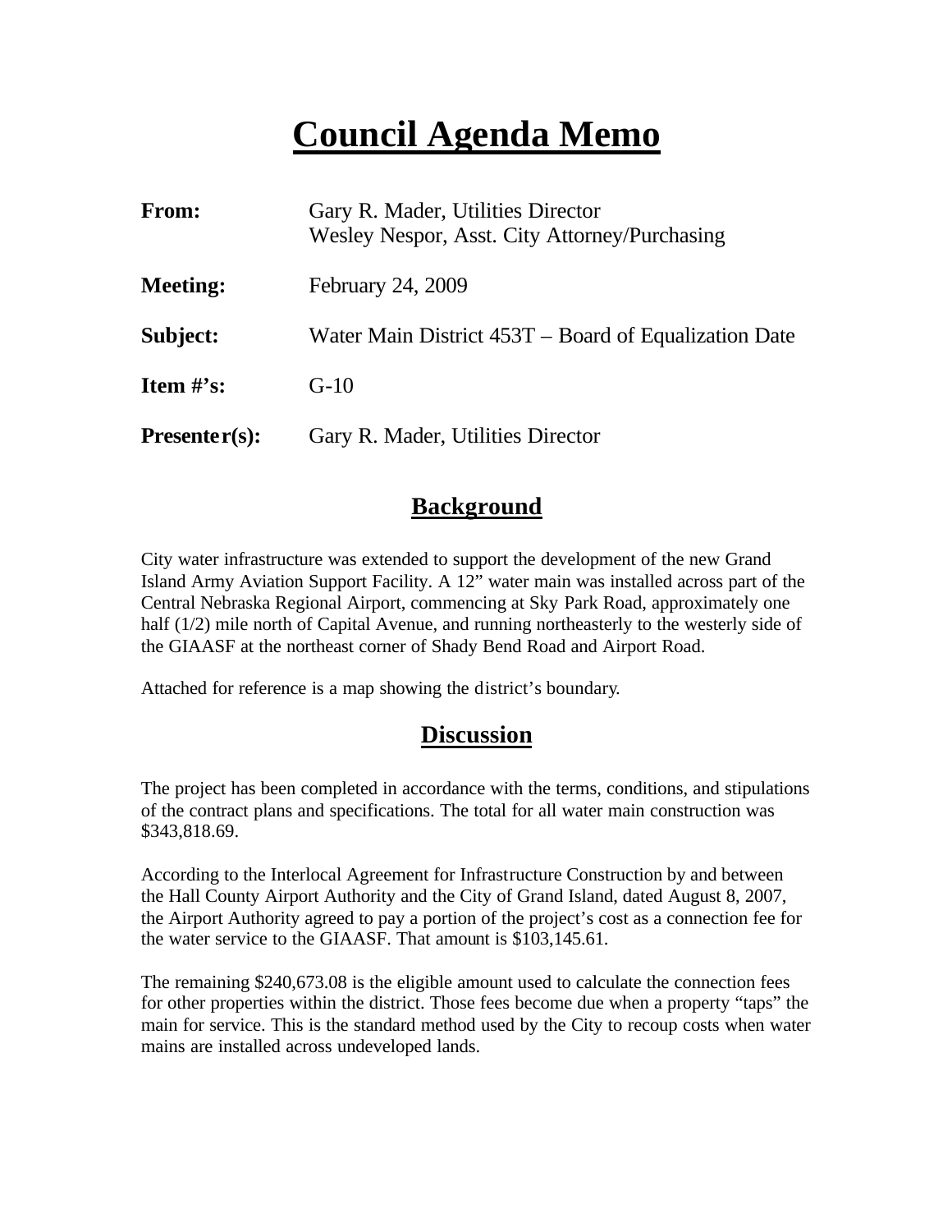# Council Agenda Memo

| | |
|---|---|
| **From:** | Gary R. Mader, Utilities Director<br>Wesley Nespor, Asst. City Attorney/Purchasing |
| **Meeting:** | February 24, 2009 |
| **Subject:** | Water Main District 453T – Board of Equalization Date |
| **Item #'s:** | G-10 |
| **Presenter(s):** | Gary R. Mader, Utilities Director |

## Background

City water infrastructure was extended to support the development of the new Grand Island Army Aviation Support Facility. A 12" water main was installed across part of the Central Nebraska Regional Airport, commencing at Sky Park Road, approximately one half (1/2) mile north of Capital Avenue, and running northeasterly to the westerly side of the GIAASF at the northeast corner of Shady Bend Road and Airport Road.

Attached for reference is a map showing the district's boundary.

## Discussion

The project has been completed in accordance with the terms, conditions, and stipulations of the contract plans and specifications. The total for all water main construction was $343,818.69.

According to the Interlocal Agreement for Infrastructure Construction by and between the Hall County Airport Authority and the City of Grand Island, dated August 8, 2007, the Airport Authority agreed to pay a portion of the project's cost as a connection fee for the water service to the GIAASF. That amount is $103,145.61.

The remaining $240,673.08 is the eligible amount used to calculate the connection fees for other properties within the district. Those fees become due when a property "taps" the main for service. This is the standard method used by the City to recoup costs when water mains are installed across undeveloped lands.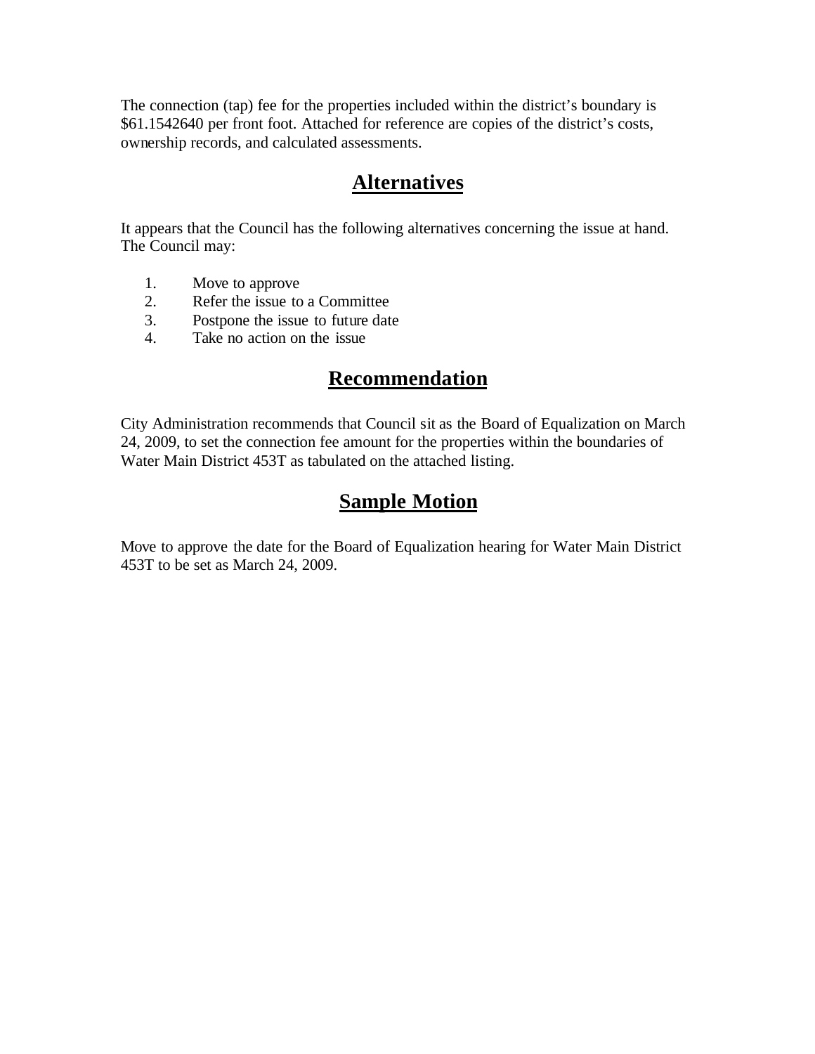The connection (tap) fee for the properties included within the district's boundary is $61.1542640 per front foot. Attached for reference are copies of the district's costs, ownership records, and calculated assessments.

## **Alternatives**

It appears that the Council has the following alternatives concerning the issue at hand. The Council may:

1. Move to approve
2. Refer the issue to a Committee
3. Postpone the issue to future date
4. Take no action on the issue

## **Recommendation**

City Administration recommends that Council sit as the Board of Equalization on March 24, 2009, to set the connection fee amount for the properties within the boundaries of Water Main District 453T as tabulated on the attached listing.

## **Sample Motion**

Move to approve the date for the Board of Equalization hearing for Water Main District 453T to be set as March 24, 2009.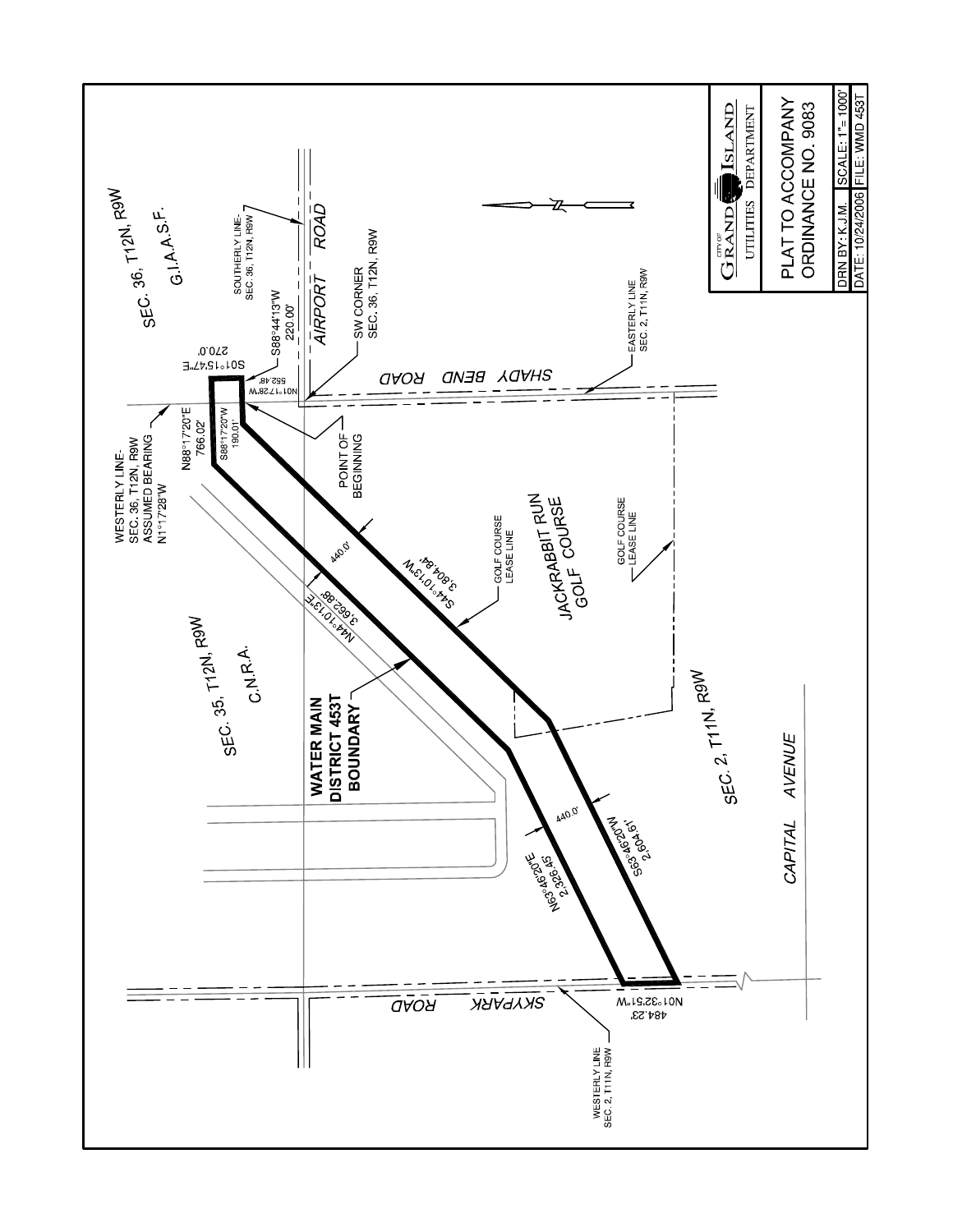SEC. 36, T12N, R9W

G.I.A.A.S.F.

SOUTHERLY LINE-
SEC. 36, T12N, R9W

AIRPORT ROAD

S88°44'13"W
220.00'

S01°15'47"E
270.0'

N01°17'28"W
552.48'

SW CORNER
SEC. 36, T12N, R9W

SHADY BEND ROAD

EASTERLY LINE
SEC. 2, T11N, R9W

WESTERLY LINE-
SEC. 36, T12N, R9W
ASSUMED BEARING
N1°17'28"W

N88°17'20"E
766.02'

S88°17'20"W
190.01'

POINT OF
BEGINNING

440.0'

S44°10'13"W
3,804.84'

N44°10'13"E
3,662.88'

GOLF COURSE
LEASE LINE

JACKRABBIT RUN
GOLF COURSE

GOLF COURSE
LEASE LINE

SEC. 35, T12N, R9W

C.N.R.A.

WATER MAIN
DISTRICT 453T
BOUNDARY

440.0'

N63°46'20"E
2,326.45'

S63°46'20"W
2,604.61'

SEC. 2, T11N, R9W

CAPITAL AVENUE

SKYPARK ROAD

N01°32'51"W
484.23'

WESTERLY LINE
SEC. 2, T11N, R9W

CITY OF GRAND ISLAND
UTILITIES DEPARTMENT

PLAT TO ACCOMPANY
ORDINANCE NO. 9083

| DRN BY: K.J.M. | SCALE: 1" = 1000' |
|---|---|
| DATE: 10/24/2006 | FILE: WMD 453T |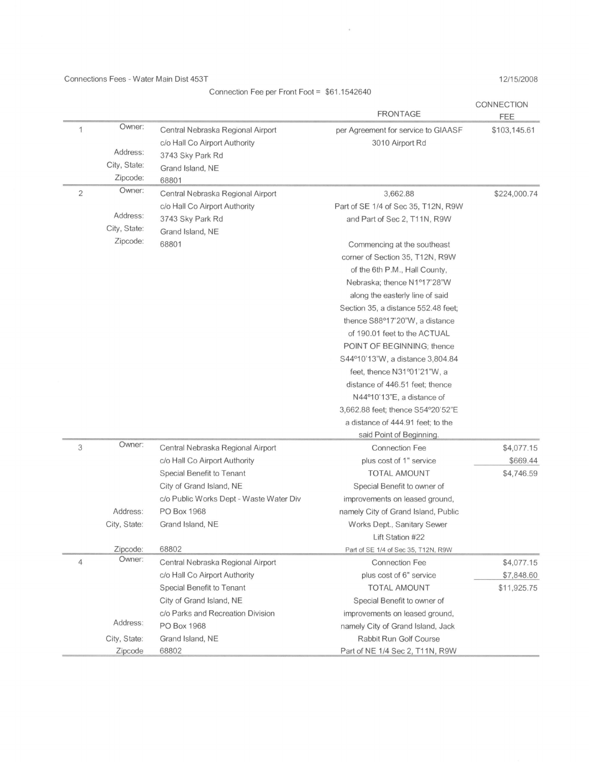Connections Fees - Water Main Dist 453T

12/15/2008

Connection Fee per Front Foot = $61.1542640

| | | | FRONTAGE | CONNECTION FEE |
|---|---|---|---|---|
| 1 | Owner: | Central Nebraska Regional Airport | per Agreement for service to GIAASF | $103,145.61 |
| | | c/o Hall Co Airport Authority | 3010 Airport Rd | |
| | Address: | 3743 Sky Park Rd | | |
| | City, State: | Grand Island, NE | | |
| | Zipcode: | 68801 | | |
| 2 | Owner: | Central Nebraska Regional Airport | 3,662.88 | $224,000.74 |
| | | c/o Hall Co Airport Authority | Part of SE 1/4 of Sec 35, T12N, R9W | |
| | Address: | 3743 Sky Park Rd | and Part of Sec 2, T11N, R9W | |
| | City, State: | Grand Island, NE | | |
| | Zipcode: | 68801 | Commencing at the southeast corner of Section 35, T12N, R9W of the 6th P.M., Hall County, Nebraska; thence N1°17'28"W along the easterly line of said Section 35, a distance 552.48 feet; thence S88°17'20"W, a distance of 190.01 feet to the ACTUAL POINT OF BEGINNING; thence S44°10'13"W, a distance 3,804.84 feet, thence N31°01'21"W, a distance of 446.51 feet; thence N44°10'13"E, a distance of 3,662.88 feet; thence S54°20'52"E a distance of 444.91 feet; to the said Point of Beginning. | |
| 3 | Owner: | Central Nebraska Regional Airport | Connection Fee | $4,077.15 |
| | | c/o Hall Co Airport Authority | plus cost of 1" service | $669.44 |
| | | Special Benefit to Tenant | TOTAL AMOUNT | $4,746.59 |
| | | City of Grand Island, NE | Special Benefit to owner of improvements on leased ground, namely City of Grand Island, Public Works Dept., Sanitary Sewer Lift Station #22 | |
| | | c/o Public Works Dept - Waste Water Div | | |
| | Address: | PO Box 1968 | | |
| | City, State: | Grand Island, NE | | |
| | Zipcode: | 68802 | Part of SE 1/4 of Sec 35, T12N, R9W | |
| 4 | Owner: | Central Nebraska Regional Airport | Connection Fee | $4,077.15 |
| | | c/o Hall Co Airport Authority | plus cost of 6" service | $7,848.60 |
| | | Special Benefit to Tenant | TOTAL AMOUNT | $11,925.75 |
| | | City of Grand Island, NE | Special Benefit to owner of improvements on leased ground, namely City of Grand Island, Jack Rabbit Run Golf Course | |
| | | c/o Parks and Recreation Division | | |
| | Address: | PO Box 1968 | | |
| | City, State: | Grand Island, NE | | |
| | Zipcode | 68802 | Part of NE 1/4 Sec 2, T11N, R9W | |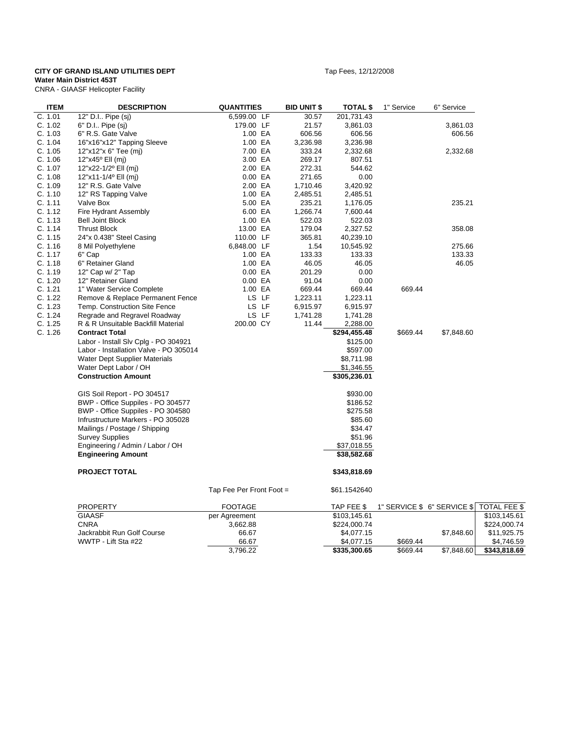**CITY OF GRAND ISLAND UTILITIES DEPT** Tap Fees, 12/12/2008
**Water Main District 453T**
CNRA - GIAASF Helicopter Facility

| ITEM | DESCRIPTION | QUANTITIES | | BID UNIT $ | TOTAL $ | 1" Service | 6" Service |
|---|---|---|---|---|---|---|---|
| C. 1.01 | 12" D.I.. Pipe (sj) | 6,599.00 | LF | 30.57 | 201,731.43 | | |
| C. 1.02 | 6" D.I.. Pipe (sj) | 179.00 | LF | 21.57 | 3,861.03 | | 3,861.03 |
| C. 1.03 | 6" R.S. Gate Valve | 1.00 | EA | 606.56 | 606.56 | | 606.56 |
| C. 1.04 | 16"x16"x12" Tapping Sleeve | 1.00 | EA | 3,236.98 | 3,236.98 | | |
| C. 1.05 | 12"x12"x 6" Tee (mj) | 7.00 | EA | 333.24 | 2,332.68 | | 2,332.68 |
| C. 1.06 | 12"x45º Ell (mj) | 3.00 | EA | 269.17 | 807.51 | | |
| C. 1.07 | 12"x22-1/2º Ell (mj) | 2.00 | EA | 272.31 | 544.62 | | |
| C. 1.08 | 12"x11-1/4º Ell (mj) | 0.00 | EA | 271.65 | 0.00 | | |
| C. 1.09 | 12" R.S. Gate Valve | 2.00 | EA | 1,710.46 | 3,420.92 | | |
| C. 1.10 | 12" RS Tapping Valve | 1.00 | EA | 2,485.51 | 2,485.51 | | |
| C. 1.11 | Valve Box | 5.00 | EA | 235.21 | 1,176.05 | | 235.21 |
| C. 1.12 | Fire Hydrant Assembly | 6.00 | EA | 1,266.74 | 7,600.44 | | |
| C. 1.13 | Bell Joint Block | 1.00 | EA | 522.03 | 522.03 | | |
| C. 1.14 | Thrust Block | 13.00 | EA | 179.04 | 2,327.52 | | 358.08 |
| C. 1.15 | 24"x 0.438" Steel Casing | 110.00 | LF | 365.81 | 40,239.10 | | |
| C. 1.16 | 8 Mil Polyethylene | 6,848.00 | LF | 1.54 | 10,545.92 | | 275.66 |
| C. 1.17 | 6" Cap | 1.00 | EA | 133.33 | 133.33 | | 133.33 |
| C. 1.18 | 6" Retainer Gland | 1.00 | EA | 46.05 | 46.05 | | 46.05 |
| C. 1.19 | 12" Cap w/ 2" Tap | 0.00 | EA | 201.29 | 0.00 | | |
| C. 1.20 | 12" Retainer Gland | 0.00 | EA | 91.04 | 0.00 | | |
| C. 1.21 | 1" Water Service Complete | 1.00 | EA | 669.44 | 669.44 | 669.44 | |
| C. 1.22 | Remove & Replace Permanent Fence | LS | LF | 1,223.11 | 1,223.11 | | |
| C. 1.23 | Temp. Construction Site Fence | LS | LF | 6,915.97 | 6,915.97 | | |
| C. 1.24 | Regrade and Regravel Roadway | LS | LF | 1,741.28 | 1,741.28 | | |
| C. 1.25 | R & R Unsuitable Backfill Material | 200.00 | CY | 11.44 | 2,288.00 | | |
| C. 1.26 | **Contract Total** | | | | **$294,455.48** | $669.44 | $7,848.60 |
| | Labor - Install Slv Cplg - PO 304921 | | | | $125.00 | | |
| | Labor - Installation Valve - PO 305014 | | | | $597.00 | | |
| | Water Dept Supplier Materials | | | | $8,711.98 | | |
| | Water Dept Labor / OH | | | | $1,346.55 | | |
| | **Construction Amount** | | | | **$305,236.01** | | |
| | GIS Soil Report - PO 304517 | | | | $930.00 | | |
| | BWP - Office Suppiles - PO 304577 | | | | $186.52 | | |
| | BWP - Office Suppiles - PO 304580 | | | | $275.58 | | |
| | Infrustructure Markers - PO 305028 | | | | $85.60 | | |
| | Mailings / Postage / Shipping | | | | $34.47 | | |
| | Survey Supplies | | | | $51.96 | | |
| | Engineering / Admin / Labor / OH | | | | $37,018.55 | | |
| | **Engineering Amount** | | | | **$38,582.68** | | |
| | **PROJECT TOTAL** | | | | **$343,818.69** | | |
| | | Tap Fee Per Front Foot = | | | $61.1542640 | | |

| PROPERTY | FOOTAGE | TAP FEE $ | 1" SERVICE $ | 6" SERVICE $ | TOTAL FEE $ |
|---|---|---|---|---|---|
| GIAASF | per Agreement | $103,145.61 | | | $103,145.61 |
| CNRA | 3,662.88 | $224,000.74 | | | $224,000.74 |
| Jackrabbit Run Golf Course | 66.67 | $4,077.15 | | $7,848.60 | $11,925.75 |
| WWTP - Lift Sta #22 | 66.67 | $4,077.15 | $669.44 | | $4,746.59 |
| | 3,796.22 | **$335,300.65** | $669.44 | $7,848.60 | **$343,818.69** |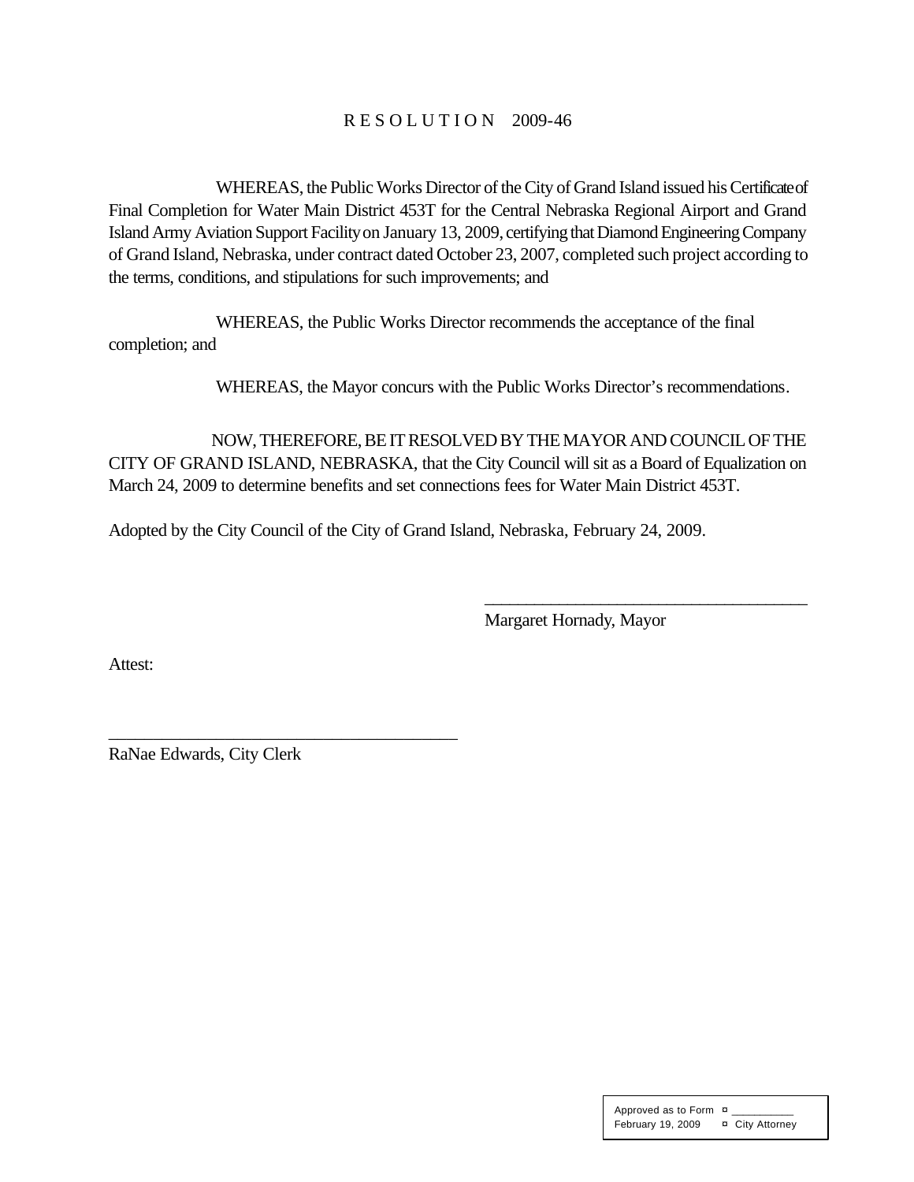# R E S O L U T I O N 2009-46

WHEREAS, the Public Works Director of the City of Grand Island issued his Certificate of Final Completion for Water Main District 453T for the Central Nebraska Regional Airport and Grand Island Army Aviation Support Facility on January 13, 2009, certifying that Diamond Engineering Company of Grand Island, Nebraska, under contract dated October 23, 2007, completed such project according to the terms, conditions, and stipulations for such improvements; and

WHEREAS, the Public Works Director recommends the acceptance of the final completion; and

WHEREAS, the Mayor concurs with the Public Works Director's recommendations.

NOW, THEREFORE, BE IT RESOLVED BY THE MAYOR AND COUNCIL OF THE CITY OF GRAND ISLAND, NEBRASKA, that the City Council will sit as a Board of Equalization on March 24, 2009 to determine benefits and set connections fees for Water Main District 453T.

Adopted by the City Council of the City of Grand Island, Nebraska, February 24, 2009.

_____________________________________
Margaret Hornady, Mayor

Attest:

_____________________________________
RaNae Edwards, City Clerk

Approved as to Form ¤ __________
February 19, 2009 ¤ City Attorney